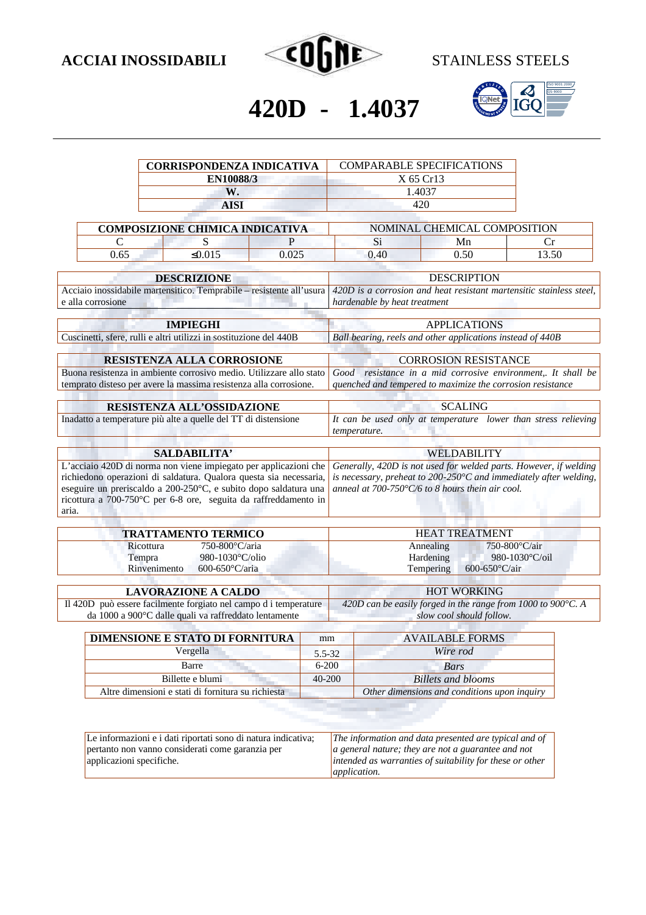ACCIAI INOSSIDABILI — COGNE — STAINLESS STEELS

# 420D - 1.4037

| CORRISPONDENZA INDICATIVA | COMPARABLE SPECIFICATIONS |
|---|---|
| EN10088/3 | X 65 Cr13 |
| W. | 1.4037 |
| AISI | 420 |

| COMPOSIZIONE CHIMICA INDICATIVA | | | NOMINAL CHEMICAL COMPOSITION | | |
|---|---|---|---|---|---|
| C | S | P | Si | Mn | Cr |
| 0.65 | ≤0.015 | 0.025 | 0.40 | 0.50 | 13.50 |

| DESCRIZIONE | DESCRIPTION |
|---|---|
| Acciaio inossidabile martensitico. Temprabile – resistente all'usura e alla corrosione | *420D is a corrosion and heat resistant martensitic stainless steel, hardenable by heat treatment* |

| IMPIEGHI | APPLICATIONS |
|---|---|
| Cuscinetti, sfere, rulli e altri utilizzi in sostituzione del 440B | *Ball bearing, reels and other applications instead of 440B* |

| RESISTENZA ALLA CORROSIONE | CORROSION RESISTANCE |
|---|---|
| Buona resistenza in ambiente corrosivo medio. Utilizzare allo stato temprato disteso per avere la massima resistenza alla corrosione. | *Good resistance in a mid corrosive environment,. It shall be quenched and tempered to maximize the corrosion resistance* |

| RESISTENZA ALL'OSSIDAZIONE | SCALING |
|---|---|
| Inadatto a temperature più alte a quelle del TT di distensione | *It can be used only at temperature lower than stress relieving temperature.* |

| SALDABILITA' | WELDABILITY |
|---|---|
| L'acciaio 420D di norma non viene impiegato per applicazioni che richiedono operazioni di saldatura. Qualora questa sia necessaria, eseguire un preriscaldo a 200-250°C, e subito dopo saldatura una ricottura a 700-750°C per 6-8 ore, seguita da raffreddamento in aria. | *Generally, 420D is not used for welded parts. However, if welding is necessary, preheat to 200-250°C and immediately after welding, anneal at 700-750°C/6 to 8 hours thein air cool.* |

| TRATTAMENTO TERMICO | | HEAT TREATMENT | |
|---|---|---|---|
| Ricottura | 750-800°C/aria | Annealing | 750-800°C/air |
| Tempra | 980-1030°C/olio | Hardening | 980-1030°C/oil |
| Rinvenimento | 600-650°C/aria | Tempering | 600-650°C/air |

| LAVORAZIONE A CALDO | HOT WORKING |
|---|---|
| Il 420D può essere facilmente forgiato nel campo d i temperature da 1000 a 900°C dalle quali va raffreddato lentamente | *420D can be easily forged in the range from 1000 to 900°C. A slow cool should follow.* |

| DIMENSIONE E STATO DI FORNITURA | mm | AVAILABLE FORMS |
|---|---|---|
| Vergella | 5.5-32 | *Wire rod* |
| Barre | 6-200 | *Bars* |
| Billette e blumi | 40-200 | *Billets and blooms* |
| Altre dimensioni e stati di fornitura su richiesta | | *Other dimensions and conditions upon inquiry* |

| Le informazioni e i dati riportati sono di natura indicativa; pertanto non vanno considerati come garanzia per applicazioni specifiche. | *The information and data presented are typical and of a general nature; they are not a guarantee and not intended as warranties of suitability for these or other application.* |
|---|---|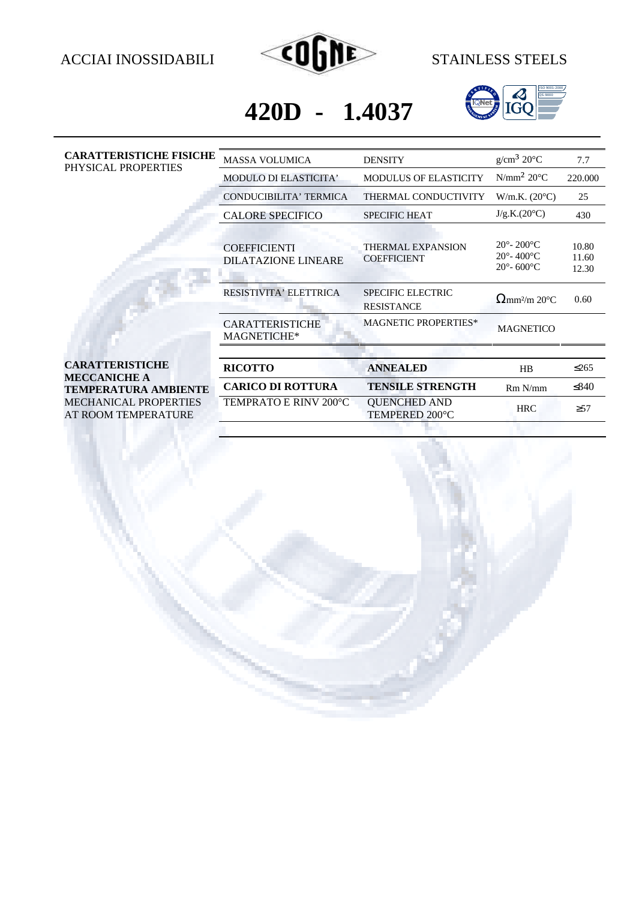ACCIAI INOSSIDABILI — STAINLESS STEELS

# 420D - 1.4037

**CARATTERISTICHE FISICHE**
PHYSICAL PROPERTIES

| | | | |
|---|---|---|---|
| MASSA VOLUMICA | DENSITY | $g/cm^3$ 20°C | 7.7 |
| MODULO DI ELASTICITA' | MODULUS OF ELASTICITY | $N/mm^2$ 20°C | 220.000 |
| CONDUCIBILITA' TERMICA | THERMAL CONDUCTIVITY | W/m.K. (20°C) | 25 |
| CALORE SPECIFICO | SPECIFIC HEAT | J/g.K.(20°C) | 430 |
| COEFFICIENTI DILATAZIONE LINEARE | THERMAL EXPANSION COEFFICIENT | 20°- 200°C<br>20°- 400°C<br>20°- 600°C | 10.80<br>11.60<br>12.30 |
| RESISTIVITA' ELETTRICA | SPECIFIC ELECTRIC RESISTANCE | $\Omega mm^2/m$ 20°C | 0.60 |
| CARATTERISTICHE MAGNETICHE* | MAGNETIC PROPERTIES* | MAGNETICO | |

**CARATTERISTICHE MECCANICHE A TEMPERATURA AMBIENTE**
MECHANICAL PROPERTIES AT ROOM TEMPERATURE

| | | | |
|---|---|---|---|
| **RICOTTO** | **ANNEALED** | HB | ≤265 |
| **CARICO DI ROTTURA** | **TENSILE STRENGTH** | Rm N/mm | ≤840 |
| TEMPRATO E RINV 200°C | QUENCHED AND TEMPERED 200°C | HRC | ≥57 |